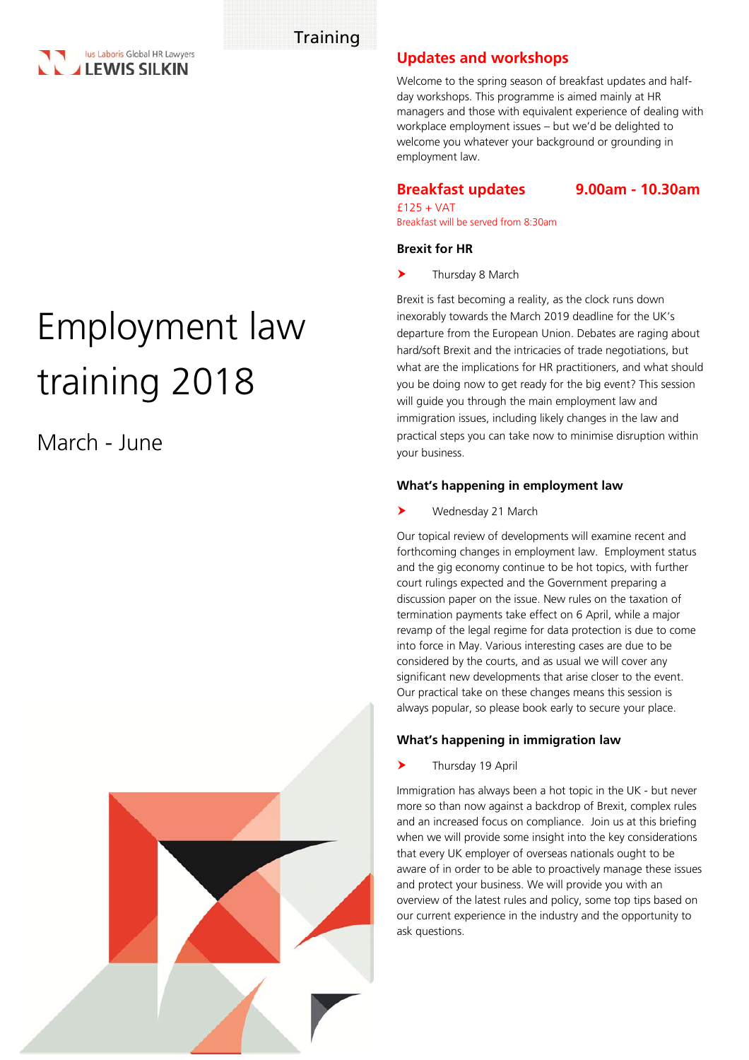Training

Ius Laboris Global HR Lawyers
LEWIS SILKIN

# Employment law training 2018

March - June

## Updates and workshops

Welcome to the spring season of breakfast updates and half-day workshops. This programme is aimed mainly at HR managers and those with equivalent experience of dealing with workplace employment issues – but we'd be delighted to welcome you whatever your background or grounding in employment law.

## Breakfast updates 9.00am - 10.30am

£125 + VAT

Breakfast will be served from 8:30am

### Brexit for HR

- Thursday 8 March

Brexit is fast becoming a reality, as the clock runs down inexorably towards the March 2019 deadline for the UK's departure from the European Union. Debates are raging about hard/soft Brexit and the intricacies of trade negotiations, but what are the implications for HR practitioners, and what should you be doing now to get ready for the big event? This session will guide you through the main employment law and immigration issues, including likely changes in the law and practical steps you can take now to minimise disruption within your business.

### What's happening in employment law

- Wednesday 21 March

Our topical review of developments will examine recent and forthcoming changes in employment law. Employment status and the gig economy continue to be hot topics, with further court rulings expected and the Government preparing a discussion paper on the issue. New rules on the taxation of termination payments take effect on 6 April, while a major revamp of the legal regime for data protection is due to come into force in May. Various interesting cases are due to be considered by the courts, and as usual we will cover any significant new developments that arise closer to the event. Our practical take on these changes means this session is always popular, so please book early to secure your place.

### What's happening in immigration law

- Thursday 19 April

Immigration has always been a hot topic in the UK - but never more so than now against a backdrop of Brexit, complex rules and an increased focus on compliance. Join us at this briefing when we will provide some insight into the key considerations that every UK employer of overseas nationals ought to be aware of in order to be able to proactively manage these issues and protect your business. We will provide you with an overview of the latest rules and policy, some top tips based on our current experience in the industry and the opportunity to ask questions.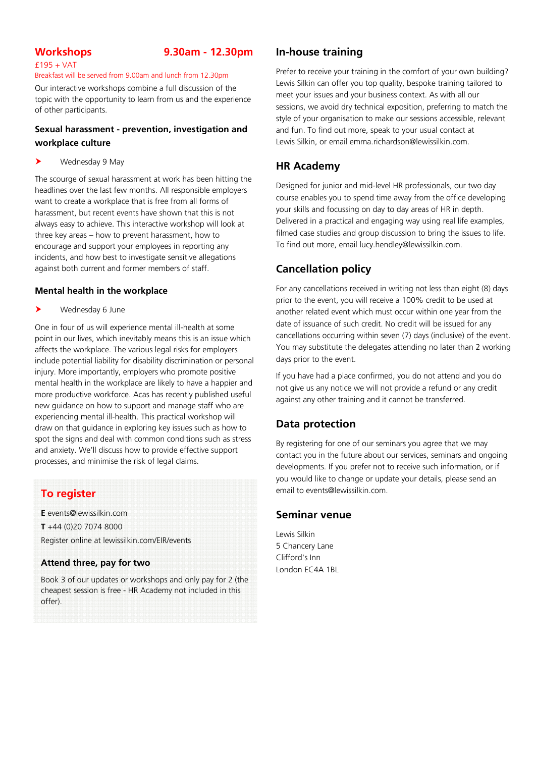## Workshops 9.30am - 12.30pm

£195 + VAT

Breakfast will be served from 9.00am and lunch from 12.30pm

Our interactive workshops combine a full discussion of the topic with the opportunity to learn from us and the experience of other participants.

### Sexual harassment - prevention, investigation and workplace culture

- Wednesday 9 May

The scourge of sexual harassment at work has been hitting the headlines over the last few months. All responsible employers want to create a workplace that is free from all forms of harassment, but recent events have shown that this is not always easy to achieve. This interactive workshop will look at three key areas – how to prevent harassment, how to encourage and support your employees in reporting any incidents, and how best to investigate sensitive allegations against both current and former members of staff.

### Mental health in the workplace

- Wednesday 6 June

One in four of us will experience mental ill-health at some point in our lives, which inevitably means this is an issue which affects the workplace. The various legal risks for employers include potential liability for disability discrimination or personal injury. More importantly, employers who promote positive mental health in the workplace are likely to have a happier and more productive workforce. Acas has recently published useful new guidance on how to support and manage staff who are experiencing mental ill-health. This practical workshop will draw on that guidance in exploring key issues such as how to spot the signs and deal with common conditions such as stress and anxiety. We'll discuss how to provide effective support processes, and minimise the risk of legal claims.

## To register

**E** events@lewissilkin.com

**T** +44 (0)20 7074 8000

Register online at lewissilkin.com/EIR/events

### Attend three, pay for two

Book 3 of our updates or workshops and only pay for 2 (the cheapest session is free - HR Academy not included in this offer).

## In-house training

Prefer to receive your training in the comfort of your own building? Lewis Silkin can offer you top quality, bespoke training tailored to meet your issues and your business context. As with all our sessions, we avoid dry technical exposition, preferring to match the style of your organisation to make our sessions accessible, relevant and fun. To find out more, speak to your usual contact at Lewis Silkin, or email emma.richardson@lewissilkin.com.

## HR Academy

Designed for junior and mid-level HR professionals, our two day course enables you to spend time away from the office developing your skills and focussing on day to day areas of HR in depth. Delivered in a practical and engaging way using real life examples, filmed case studies and group discussion to bring the issues to life. To find out more, email lucy.hendley@lewissilkin.com.

## Cancellation policy

For any cancellations received in writing not less than eight (8) days prior to the event, you will receive a 100% credit to be used at another related event which must occur within one year from the date of issuance of such credit. No credit will be issued for any cancellations occurring within seven (7) days (inclusive) of the event. You may substitute the delegates attending no later than 2 working days prior to the event.

If you have had a place confirmed, you do not attend and you do not give us any notice we will not provide a refund or any credit against any other training and it cannot be transferred.

## Data protection

By registering for one of our seminars you agree that we may contact you in the future about our services, seminars and ongoing developments. If you prefer not to receive such information, or if you would like to change or update your details, please send an email to events@lewissilkin.com.

## Seminar venue

Lewis Silkin
5 Chancery Lane
Clifford's Inn
London EC4A 1BL